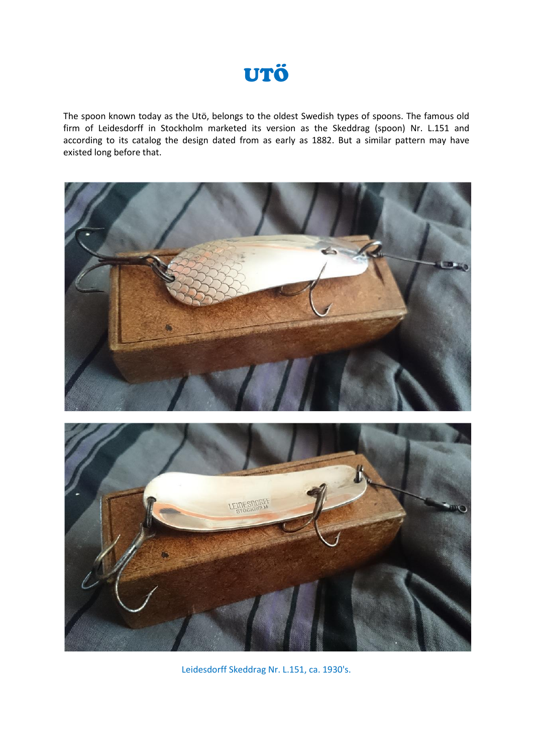# UTÖ

The spoon known today as the Utö, belongs to the oldest Swedish types of spoons. The famous old firm of Leidesdorff in Stockholm marketed its version as the Skeddrag (spoon) Nr. L.151 and according to its catalog the design dated from as early as 1882. But a similar pattern may have existed long before that.

Leidesdorff Skeddrag Nr. L.151, ca. 1930's.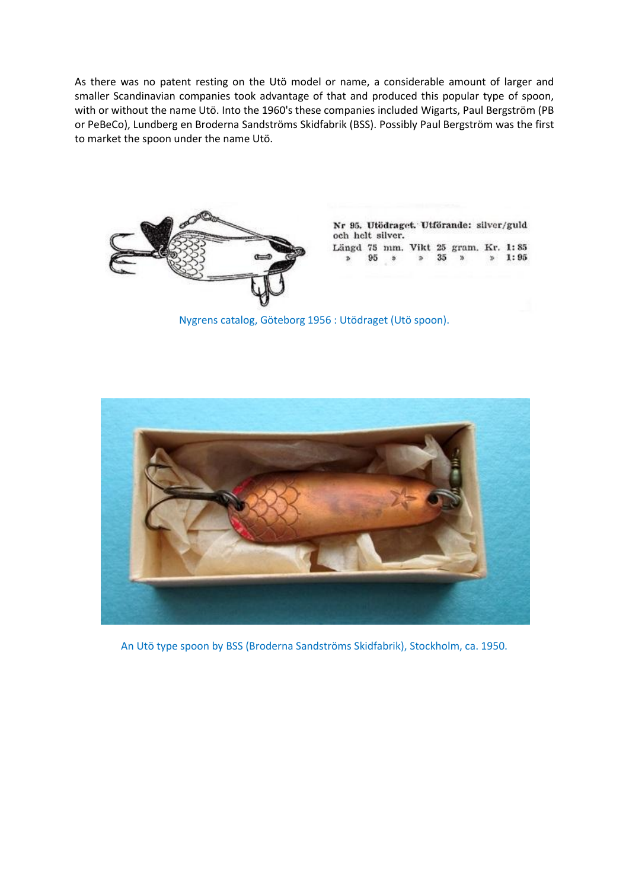As there was no patent resting on the Utö model or name, a considerable amount of larger and smaller Scandinavian companies took advantage of that and produced this popular type of spoon, with or without the name Utö. Into the 1960's these companies included Wigarts, Paul Bergström (PB or PeBeCo), Lundberg en Broderna Sandströms Skidfabrik (BSS). Possibly Paul Bergström was the first to market the spoon under the name Utö.

Nr 95. Utödraget. Utförande: silver/guld och helt silver.
Längd 75 mm. Vikt 25 gram. Kr. 1:85
» 95 » » 35 » » 1:95

Nygrens catalog, Göteborg 1956 : Utödraget (Utö spoon).

An Utö type spoon by BSS (Broderna Sandströms Skidfabrik), Stockholm, ca. 1950.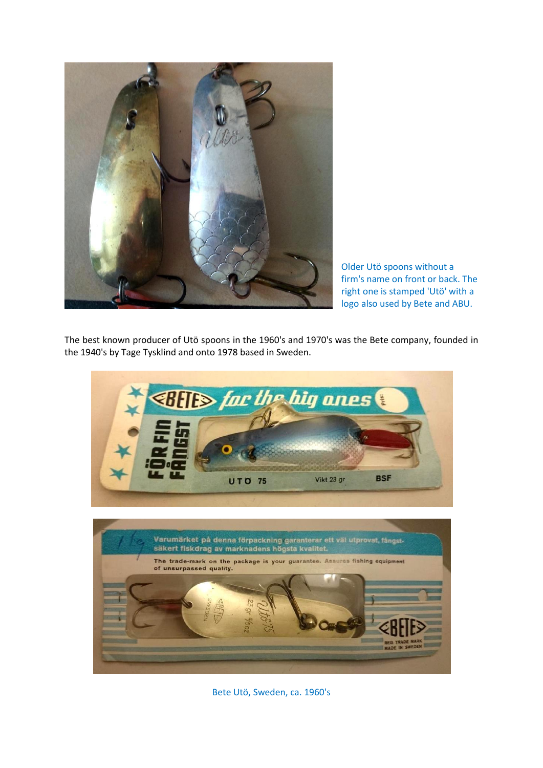Older Utö spoons without a firm's name on front or back. The right one is stamped 'Utö' with a logo also used by Bete and ABU.

The best known producer of Utö spoons in the 1960's and 1970's was the Bete company, founded in the 1940's by Tage Tysklind and onto 1978 based in Sweden.

Bete Utö, Sweden, ca. 1960's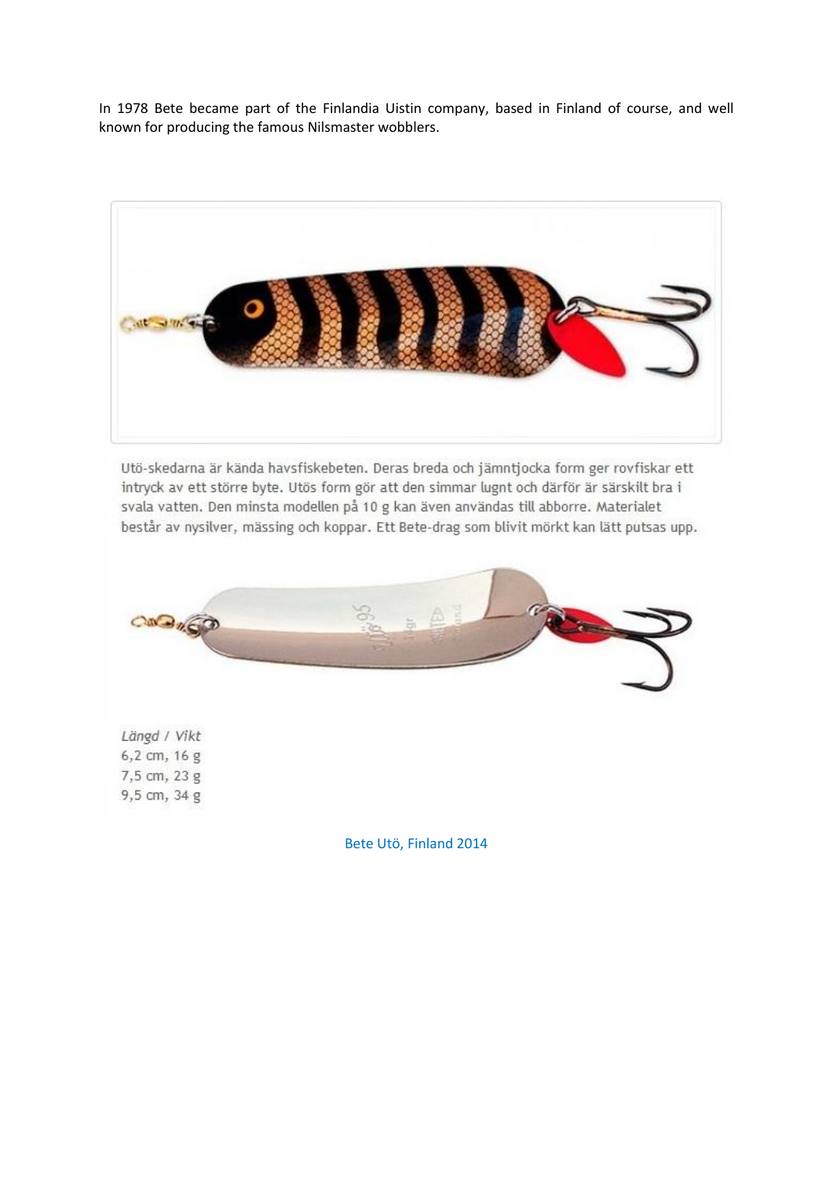In 1978 Bete became part of the Finlandia Uistin company, based in Finland of course, and well known for producing the famous Nilsmaster wobblers.

Utö-skedarna är kända havsfiskebeten. Deras breda och jämntjocka form ger rovfiskar ett intryck av ett större byte. Utös form gör att den simmar lugnt och därför är särskilt bra i svala vatten. Den minsta modellen på 10 g kan även användas till abborre. Materialet består av nysilver, mässing och koppar. Ett Bete-drag som blivit mörkt kan lätt putsas upp.

*Längd / Vikt*
6,2 cm, 16 g
7,5 cm, 23 g
9,5 cm, 34 g

Bete Utö, Finland 2014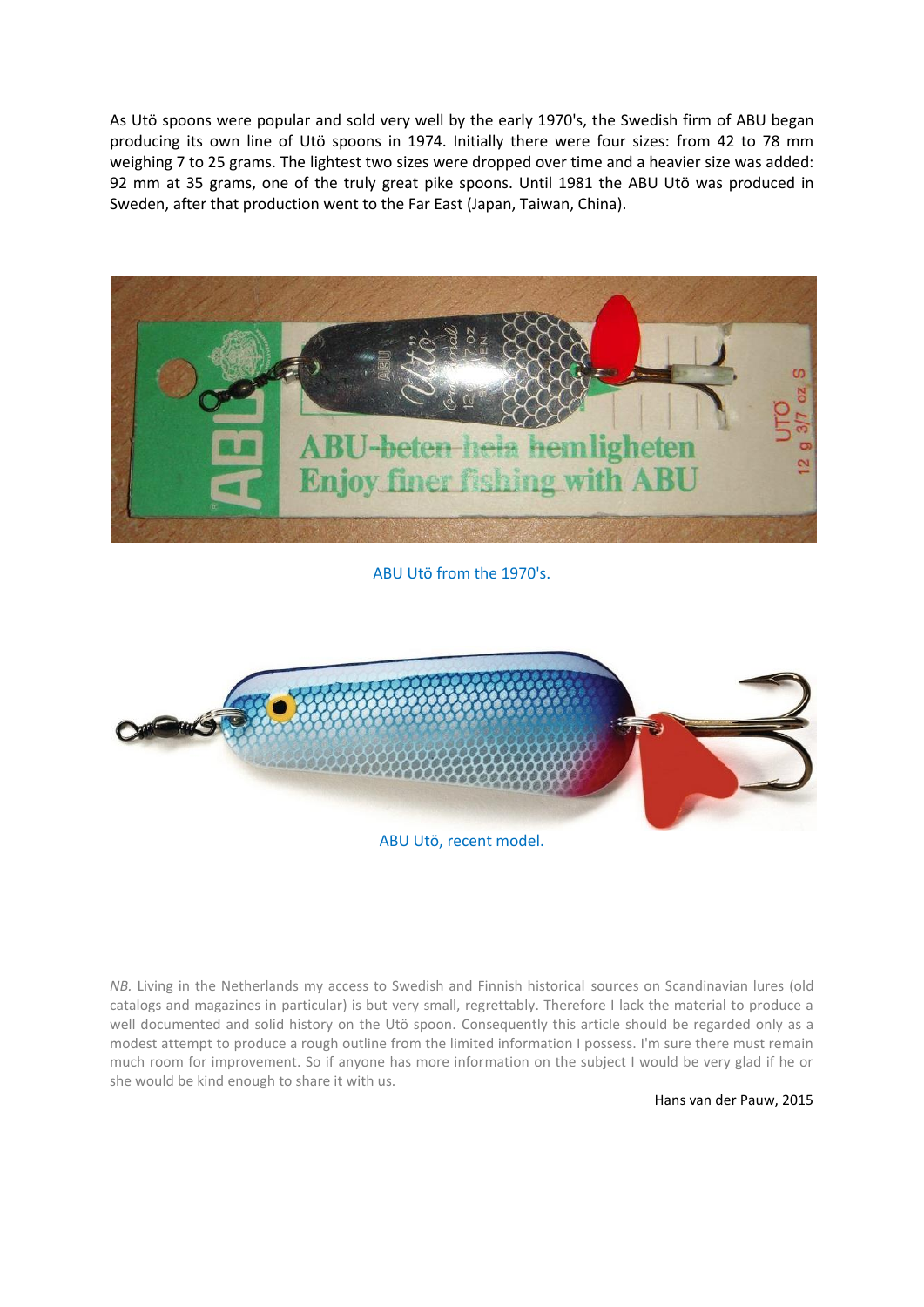As Utö spoons were popular and sold very well by the early 1970's, the Swedish firm of ABU began producing its own line of Utö spoons in 1974. Initially there were four sizes: from 42 to 78 mm weighing 7 to 25 grams. The lightest two sizes were dropped over time and a heavier size was added: 92 mm at 35 grams, one of the truly great pike spoons. Until 1981 the ABU Utö was produced in Sweden, after that production went to the Far East (Japan, Taiwan, China).

ABU Utö from the 1970's.

ABU Utö, recent model.

*NB.* Living in the Netherlands my access to Swedish and Finnish historical sources on Scandinavian lures (old catalogs and magazines in particular) is but very small, regrettably. Therefore I lack the material to produce a well documented and solid history on the Utö spoon. Consequently this article should be regarded only as a modest attempt to produce a rough outline from the limited information I possess. I'm sure there must remain much room for improvement. So if anyone has more information on the subject I would be very glad if he or she would be kind enough to share it with us.

Hans van der Pauw, 2015